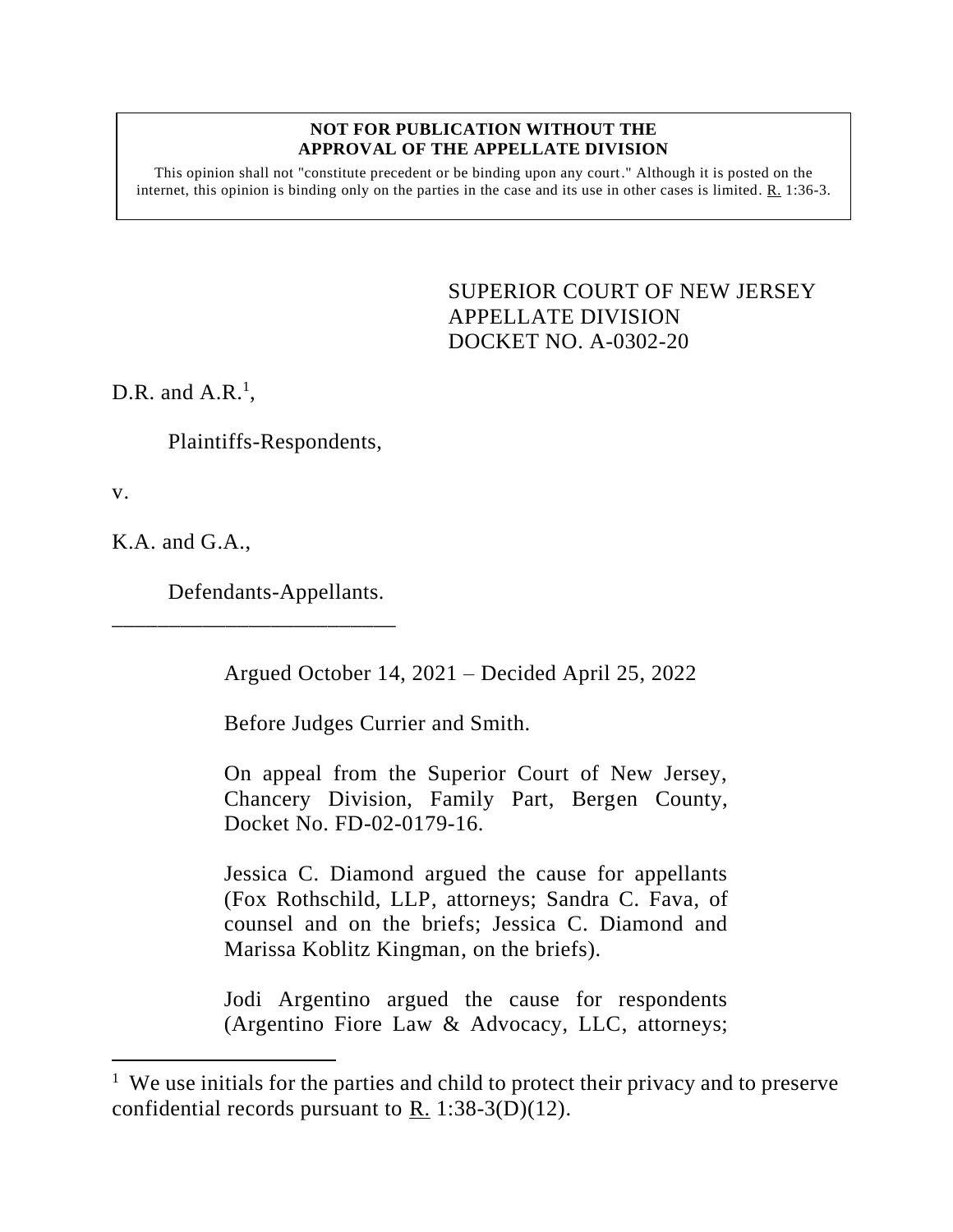**NOT FOR PUBLICATION WITHOUT THE APPROVAL OF THE APPELLATE DIVISION**

This opinion shall not "constitute precedent or be binding upon any court." Although it is posted on the internet, this opinion is binding only on the parties in the case and its use in other cases is limited. R. 1:36-3.

SUPERIOR COURT OF NEW JERSEY
APPELLATE DIVISION
DOCKET NO. A-0302-20

D.R. and A.R.[1],

Plaintiffs-Respondents,

v.

K.A. and G.A.,

Defendants-Appellants.

___________________________

Argued October 14, 2021 – Decided April 25, 2022

Before Judges Currier and Smith.

On appeal from the Superior Court of New Jersey, Chancery Division, Family Part, Bergen County, Docket No. FD-02-0179-16.

Jessica C. Diamond argued the cause for appellants (Fox Rothschild, LLP, attorneys; Sandra C. Fava, of counsel and on the briefs; Jessica C. Diamond and Marissa Koblitz Kingman, on the briefs).

Jodi Argentino argued the cause for respondents (Argentino Fiore Law & Advocacy, LLC, attorneys;

[1] We use initials for the parties and child to protect their privacy and to preserve confidential records pursuant to R. 1:38-3(D)(12).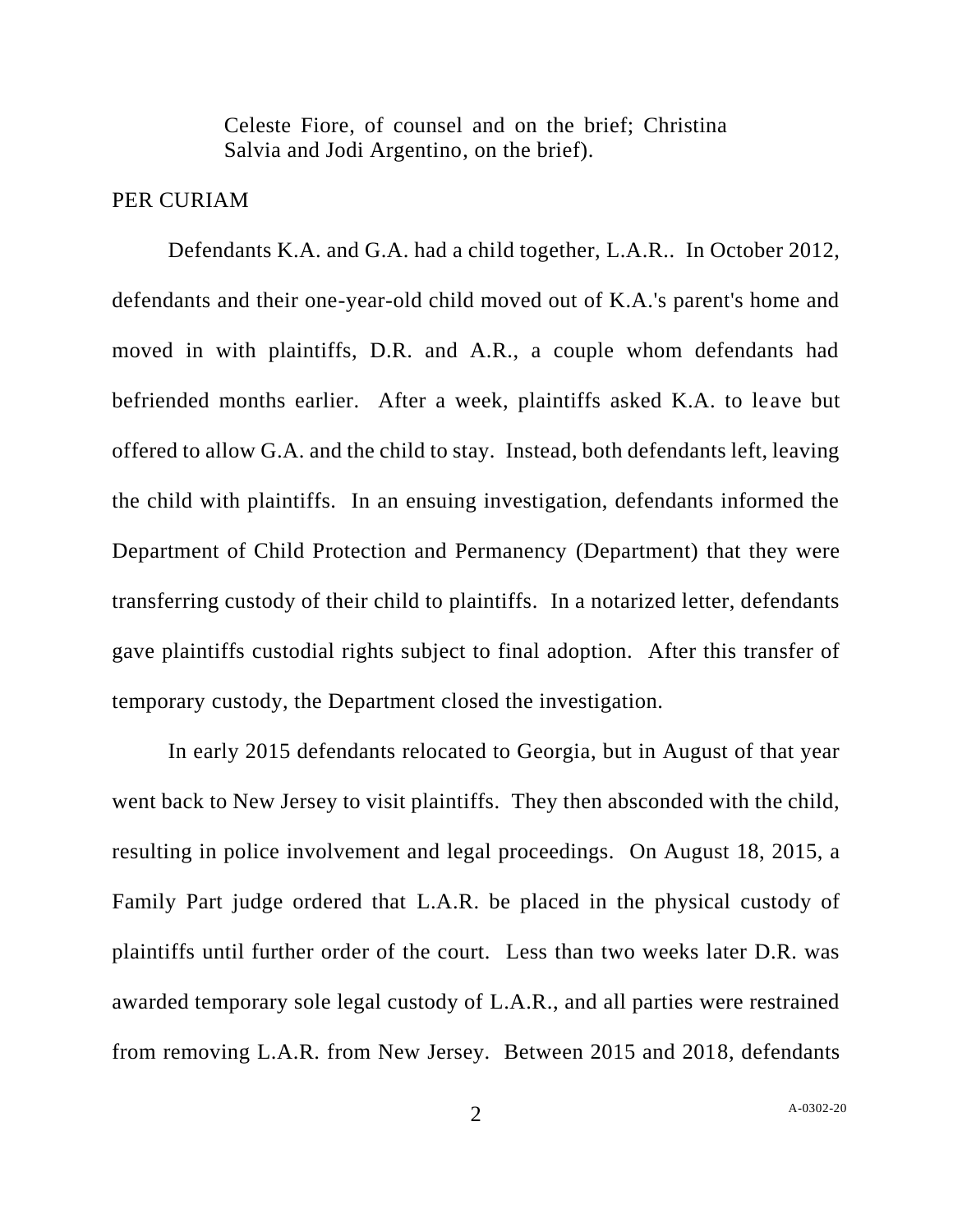Celeste Fiore, of counsel and on the brief; Christina Salvia and Jodi Argentino, on the brief).

PER CURIAM

Defendants K.A. and G.A. had a child together, L.A.R.. In October 2012, defendants and their one-year-old child moved out of K.A.'s parent's home and moved in with plaintiffs, D.R. and A.R., a couple whom defendants had befriended months earlier. After a week, plaintiffs asked K.A. to leave but offered to allow G.A. and the child to stay. Instead, both defendants left, leaving the child with plaintiffs. In an ensuing investigation, defendants informed the Department of Child Protection and Permanency (Department) that they were transferring custody of their child to plaintiffs. In a notarized letter, defendants gave plaintiffs custodial rights subject to final adoption. After this transfer of temporary custody, the Department closed the investigation.

In early 2015 defendants relocated to Georgia, but in August of that year went back to New Jersey to visit plaintiffs. They then absconded with the child, resulting in police involvement and legal proceedings. On August 18, 2015, a Family Part judge ordered that L.A.R. be placed in the physical custody of plaintiffs until further order of the court. Less than two weeks later D.R. was awarded temporary sole legal custody of L.A.R., and all parties were restrained from removing L.A.R. from New Jersey. Between 2015 and 2018, defendants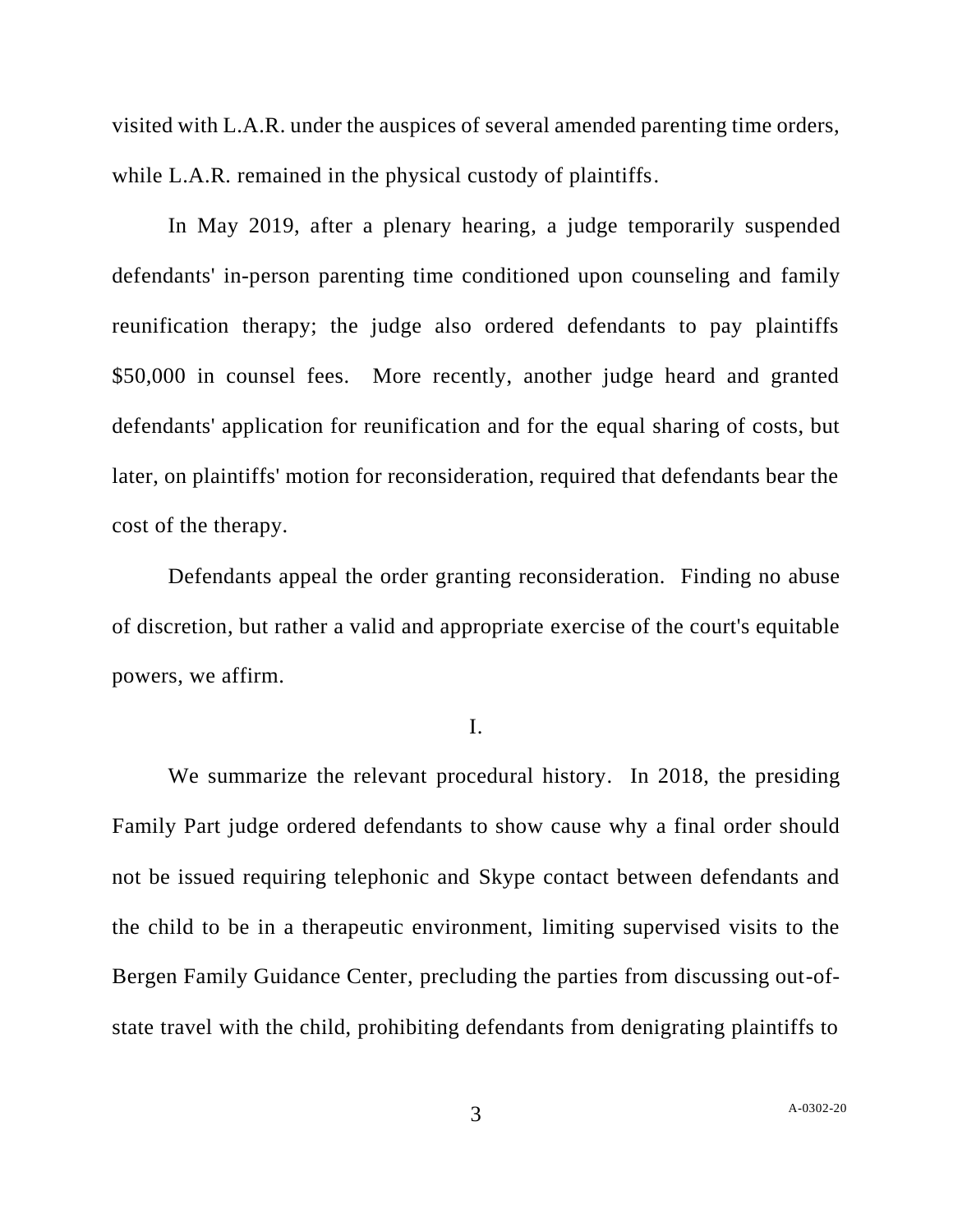visited with L.A.R. under the auspices of several amended parenting time orders, while L.A.R. remained in the physical custody of plaintiffs.

In May 2019, after a plenary hearing, a judge temporarily suspended defendants' in-person parenting time conditioned upon counseling and family reunification therapy; the judge also ordered defendants to pay plaintiffs $50,000 in counsel fees. More recently, another judge heard and granted defendants' application for reunification and for the equal sharing of costs, but later, on plaintiffs' motion for reconsideration, required that defendants bear the cost of the therapy.

Defendants appeal the order granting reconsideration. Finding no abuse of discretion, but rather a valid and appropriate exercise of the court's equitable powers, we affirm.

## I.

We summarize the relevant procedural history. In 2018, the presiding Family Part judge ordered defendants to show cause why a final order should not be issued requiring telephonic and Skype contact between defendants and the child to be in a therapeutic environment, limiting supervised visits to the Bergen Family Guidance Center, precluding the parties from discussing out-of-state travel with the child, prohibiting defendants from denigrating plaintiffs to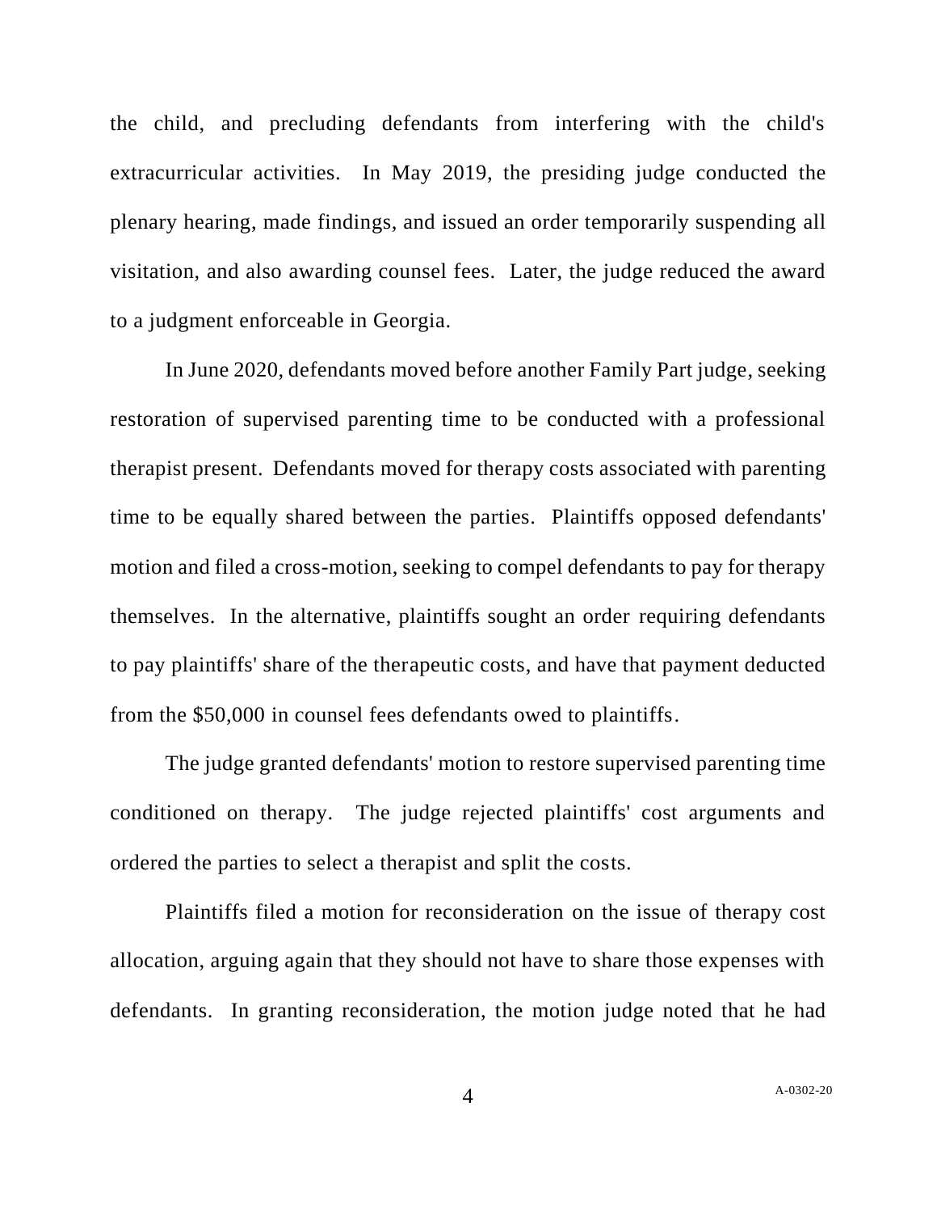the child, and precluding defendants from interfering with the child's extracurricular activities. In May 2019, the presiding judge conducted the plenary hearing, made findings, and issued an order temporarily suspending all visitation, and also awarding counsel fees. Later, the judge reduced the award to a judgment enforceable in Georgia.

In June 2020, defendants moved before another Family Part judge, seeking restoration of supervised parenting time to be conducted with a professional therapist present. Defendants moved for therapy costs associated with parenting time to be equally shared between the parties. Plaintiffs opposed defendants' motion and filed a cross-motion, seeking to compel defendants to pay for therapy themselves. In the alternative, plaintiffs sought an order requiring defendants to pay plaintiffs' share of the therapeutic costs, and have that payment deducted from the $50,000 in counsel fees defendants owed to plaintiffs.

The judge granted defendants' motion to restore supervised parenting time conditioned on therapy. The judge rejected plaintiffs' cost arguments and ordered the parties to select a therapist and split the costs.

Plaintiffs filed a motion for reconsideration on the issue of therapy cost allocation, arguing again that they should not have to share those expenses with defendants. In granting reconsideration, the motion judge noted that he had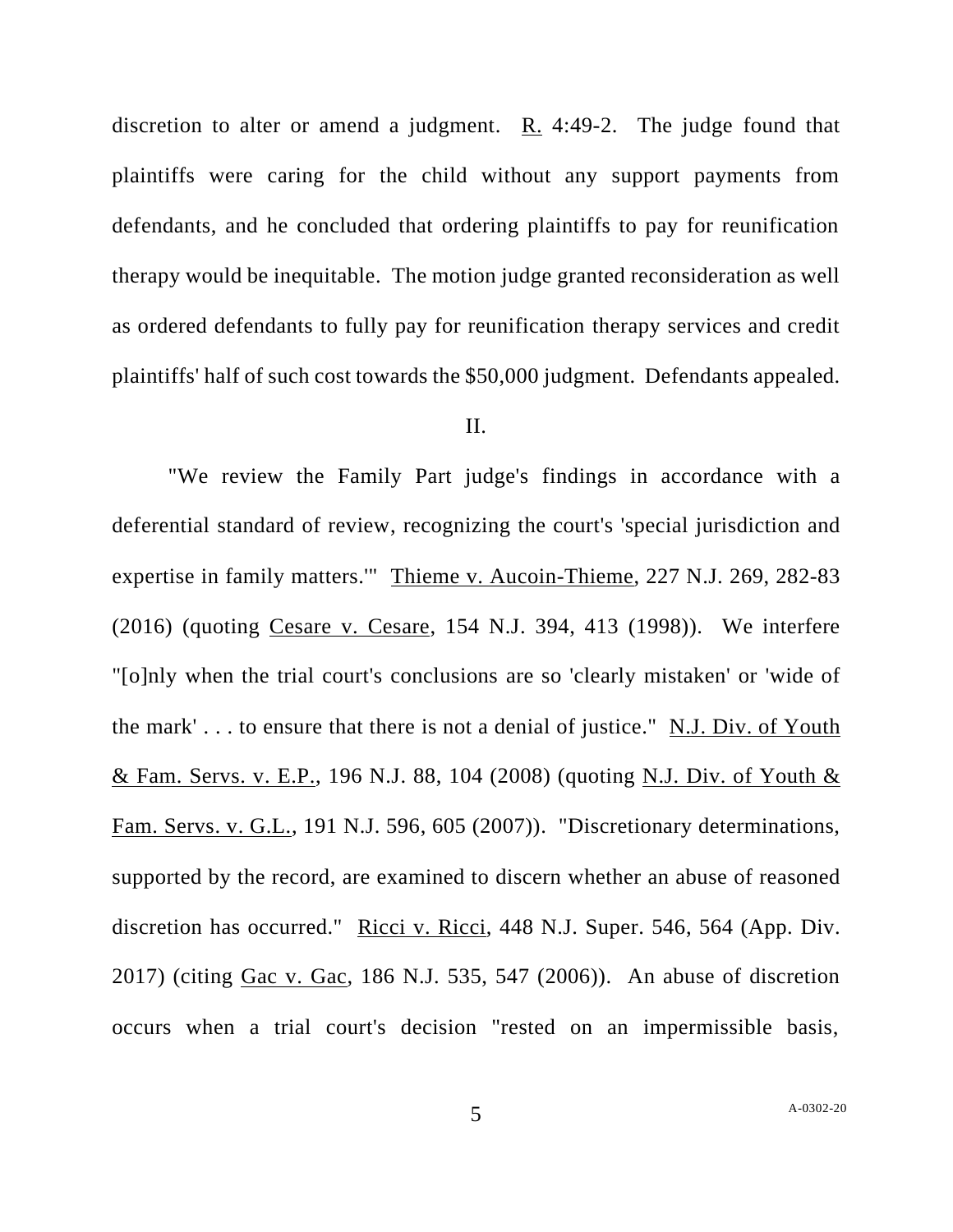discretion to alter or amend a judgment. R. 4:49-2. The judge found that plaintiffs were caring for the child without any support payments from defendants, and he concluded that ordering plaintiffs to pay for reunification therapy would be inequitable. The motion judge granted reconsideration as well as ordered defendants to fully pay for reunification therapy services and credit plaintiffs' half of such cost towards the $50,000 judgment. Defendants appealed.

II.

"We review the Family Part judge's findings in accordance with a deferential standard of review, recognizing the court's 'special jurisdiction and expertise in family matters.'" Thieme v. Aucoin-Thieme, 227 N.J. 269, 282-83 (2016) (quoting Cesare v. Cesare, 154 N.J. 394, 413 (1998)). We interfere "[o]nly when the trial court's conclusions are so 'clearly mistaken' or 'wide of the mark' . . . to ensure that there is not a denial of justice." N.J. Div. of Youth & Fam. Servs. v. E.P., 196 N.J. 88, 104 (2008) (quoting N.J. Div. of Youth & Fam. Servs. v. G.L., 191 N.J. 596, 605 (2007)). "Discretionary determinations, supported by the record, are examined to discern whether an abuse of reasoned discretion has occurred." Ricci v. Ricci, 448 N.J. Super. 546, 564 (App. Div. 2017) (citing Gac v. Gac, 186 N.J. 535, 547 (2006)). An abuse of discretion occurs when a trial court's decision "rested on an impermissible basis,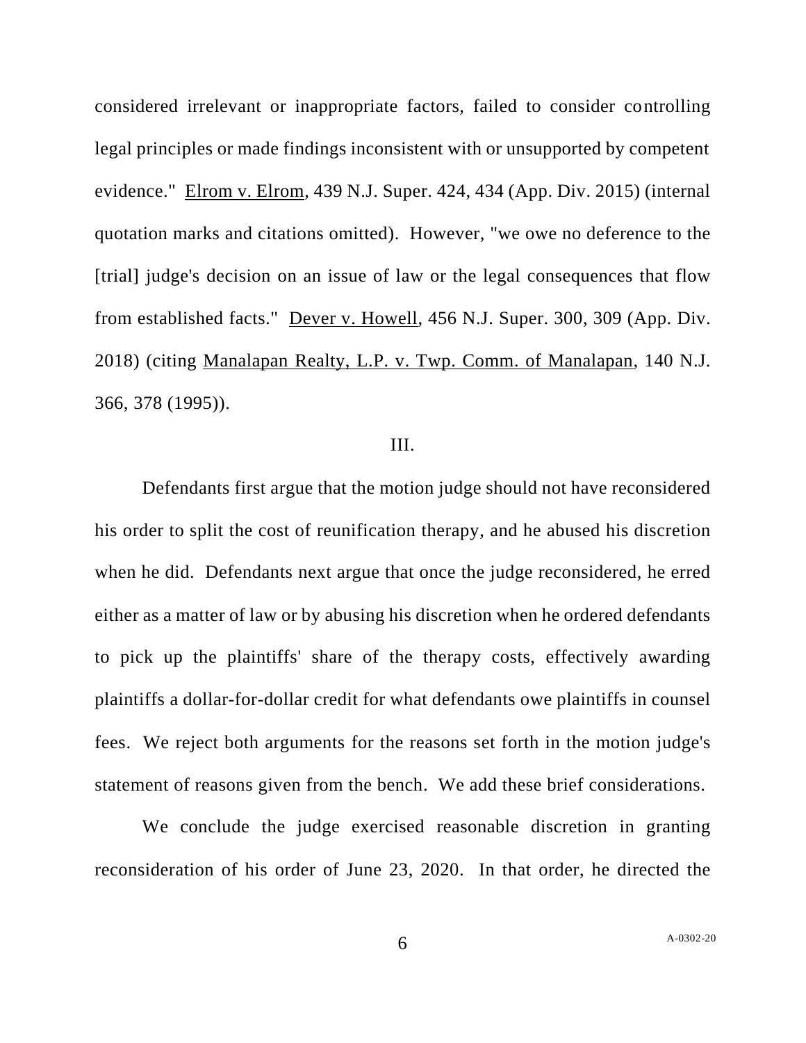considered irrelevant or inappropriate factors, failed to consider controlling legal principles or made findings inconsistent with or unsupported by competent evidence." Elrom v. Elrom, 439 N.J. Super. 424, 434 (App. Div. 2015) (internal quotation marks and citations omitted). However, "we owe no deference to the [trial] judge's decision on an issue of law or the legal consequences that flow from established facts." Dever v. Howell, 456 N.J. Super. 300, 309 (App. Div. 2018) (citing Manalapan Realty, L.P. v. Twp. Comm. of Manalapan, 140 N.J. 366, 378 (1995)).

## III.

Defendants first argue that the motion judge should not have reconsidered his order to split the cost of reunification therapy, and he abused his discretion when he did. Defendants next argue that once the judge reconsidered, he erred either as a matter of law or by abusing his discretion when he ordered defendants to pick up the plaintiffs' share of the therapy costs, effectively awarding plaintiffs a dollar-for-dollar credit for what defendants owe plaintiffs in counsel fees. We reject both arguments for the reasons set forth in the motion judge's statement of reasons given from the bench. We add these brief considerations.

We conclude the judge exercised reasonable discretion in granting reconsideration of his order of June 23, 2020. In that order, he directed the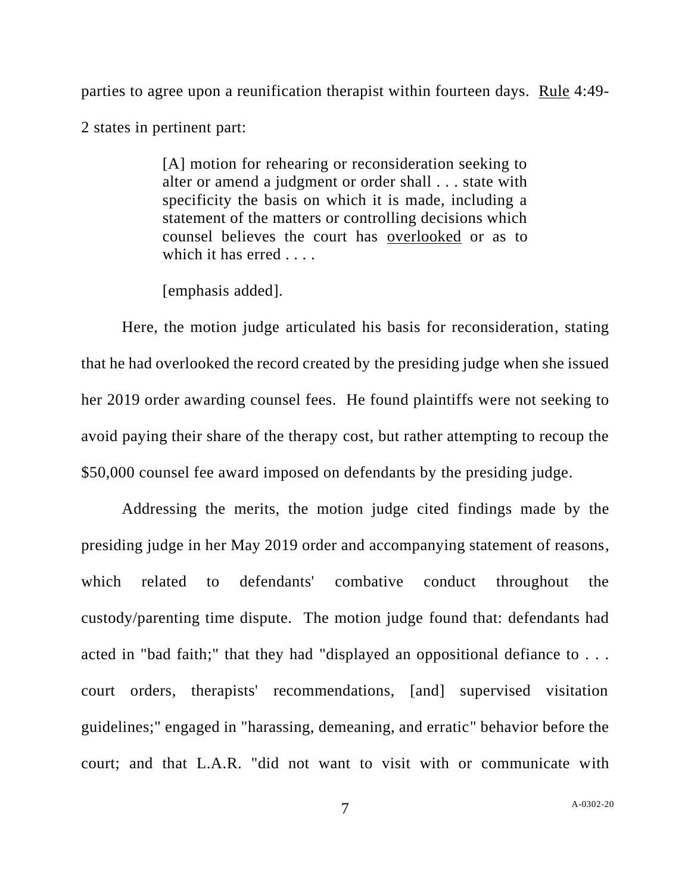parties to agree upon a reunification therapist within fourteen days. Rule 4:49-2 states in pertinent part:

> [A] motion for rehearing or reconsideration seeking to alter or amend a judgment or order shall . . . state with specificity the basis on which it is made, including a statement of the matters or controlling decisions which counsel believes the court has overlooked or as to which it has erred . . . .
>
> [emphasis added].

Here, the motion judge articulated his basis for reconsideration, stating that he had overlooked the record created by the presiding judge when she issued her 2019 order awarding counsel fees. He found plaintiffs were not seeking to avoid paying their share of the therapy cost, but rather attempting to recoup the $50,000 counsel fee award imposed on defendants by the presiding judge.

Addressing the merits, the motion judge cited findings made by the presiding judge in her May 2019 order and accompanying statement of reasons, which related to defendants' combative conduct throughout the custody/parenting time dispute. The motion judge found that: defendants had acted in "bad faith;" that they had "displayed an oppositional defiance to . . . court orders, therapists' recommendations, [and] supervised visitation guidelines;" engaged in "harassing, demeaning, and erratic" behavior before the court; and that L.A.R. "did not want to visit with or communicate with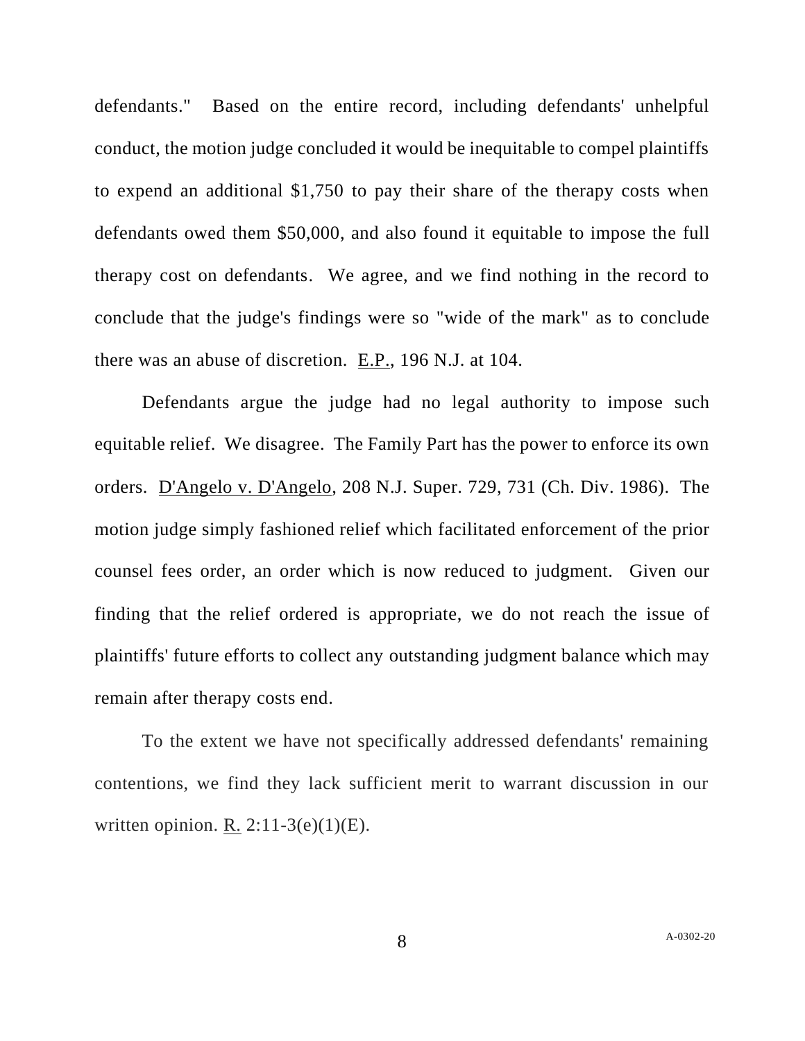defendants." Based on the entire record, including defendants' unhelpful conduct, the motion judge concluded it would be inequitable to compel plaintiffs to expend an additional $1,750 to pay their share of the therapy costs when defendants owed them $50,000, and also found it equitable to impose the full therapy cost on defendants. We agree, and we find nothing in the record to conclude that the judge's findings were so "wide of the mark" as to conclude there was an abuse of discretion. E.P., 196 N.J. at 104.

Defendants argue the judge had no legal authority to impose such equitable relief. We disagree. The Family Part has the power to enforce its own orders. D'Angelo v. D'Angelo, 208 N.J. Super. 729, 731 (Ch. Div. 1986). The motion judge simply fashioned relief which facilitated enforcement of the prior counsel fees order, an order which is now reduced to judgment. Given our finding that the relief ordered is appropriate, we do not reach the issue of plaintiffs' future efforts to collect any outstanding judgment balance which may remain after therapy costs end.

To the extent we have not specifically addressed defendants' remaining contentions, we find they lack sufficient merit to warrant discussion in our written opinion. R. 2:11-3(e)(1)(E).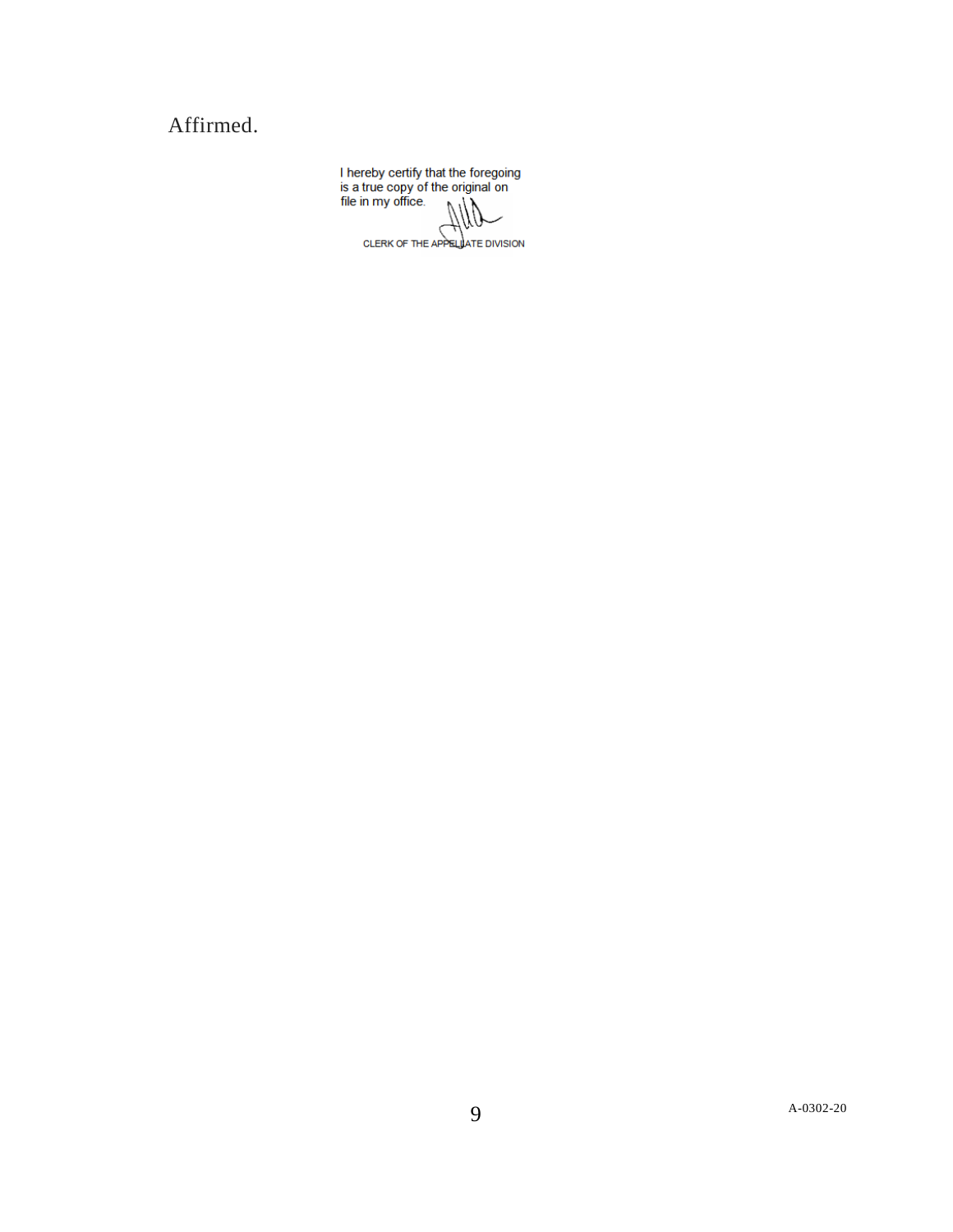Affirmed.

I hereby certify that the foregoing is a true copy of the original on file in my office.

CLERK OF THE APPELLATE DIVISION